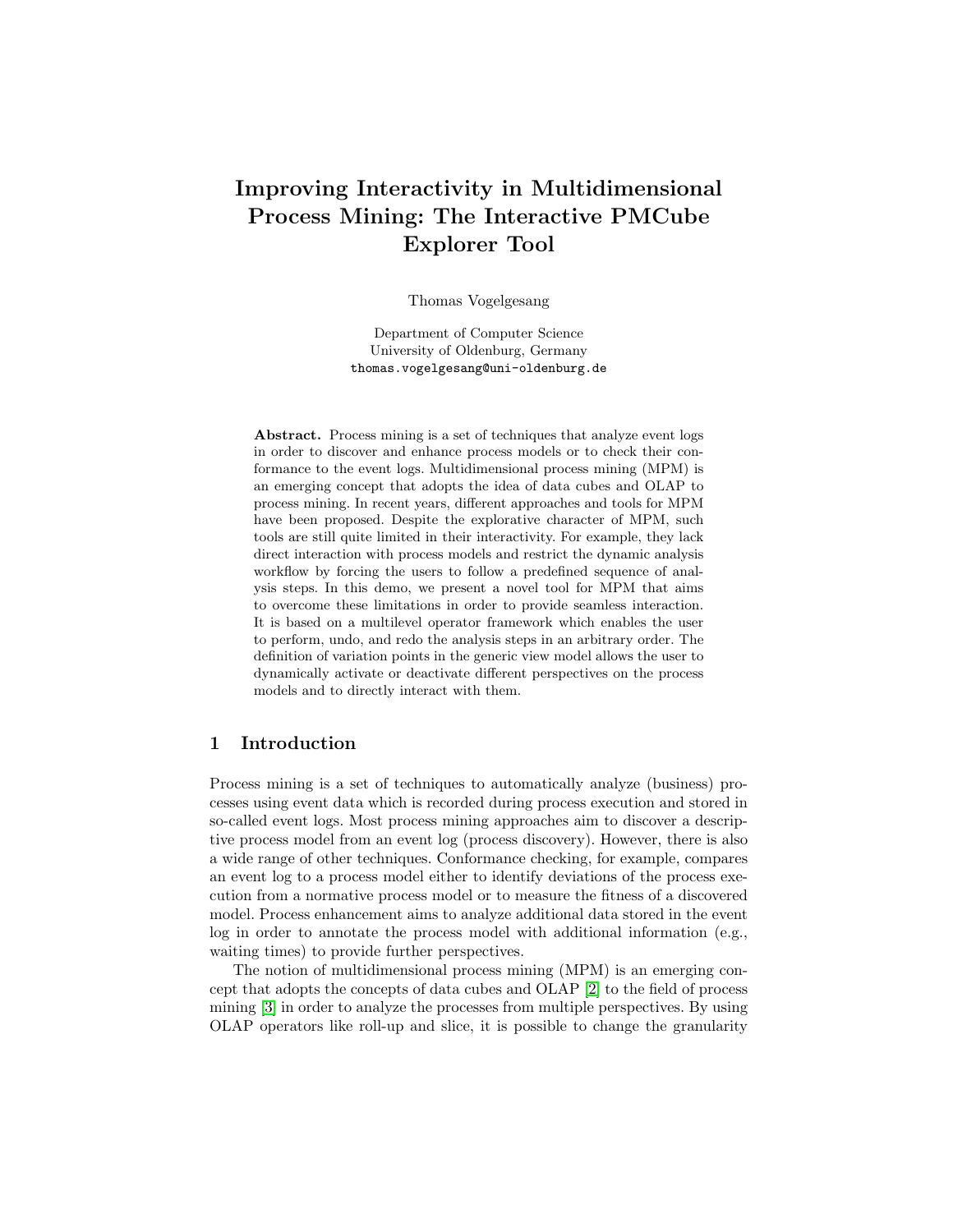# Improving Interactivity in Multidimensional Process Mining: The Interactive PMCube Explorer Tool

Thomas Vogelgesang

Department of Computer Science
University of Oldenburg, Germany
thomas.vogelgesang@uni-oldenburg.de

**Abstract.** Process mining is a set of techniques that analyze event logs in order to discover and enhance process models or to check their conformance to the event logs. Multidimensional process mining (MPM) is an emerging concept that adopts the idea of data cubes and OLAP to process mining. In recent years, different approaches and tools for MPM have been proposed. Despite the explorative character of MPM, such tools are still quite limited in their interactivity. For example, they lack direct interaction with process models and restrict the dynamic analysis workflow by forcing the users to follow a predefined sequence of analysis steps. In this demo, we present a novel tool for MPM that aims to overcome these limitations in order to provide seamless interaction. It is based on a multilevel operator framework which enables the user to perform, undo, and redo the analysis steps in an arbitrary order. The definition of variation points in the generic view model allows the user to dynamically activate or deactivate different perspectives on the process models and to directly interact with them.

## 1 Introduction

Process mining is a set of techniques to automatically analyze (business) processes using event data which is recorded during process execution and stored in so-called event logs. Most process mining approaches aim to discover a descriptive process model from an event log (process discovery). However, there is also a wide range of other techniques. Conformance checking, for example, compares an event log to a process model either to identify deviations of the process execution from a normative process model or to measure the fitness of a discovered model. Process enhancement aims to analyze additional data stored in the event log in order to annotate the process model with additional information (e.g., waiting times) to provide further perspectives.

The notion of multidimensional process mining (MPM) is an emerging concept that adopts the concepts of data cubes and OLAP [2] to the field of process mining [3] in order to analyze the processes from multiple perspectives. By using OLAP operators like roll-up and slice, it is possible to change the granularity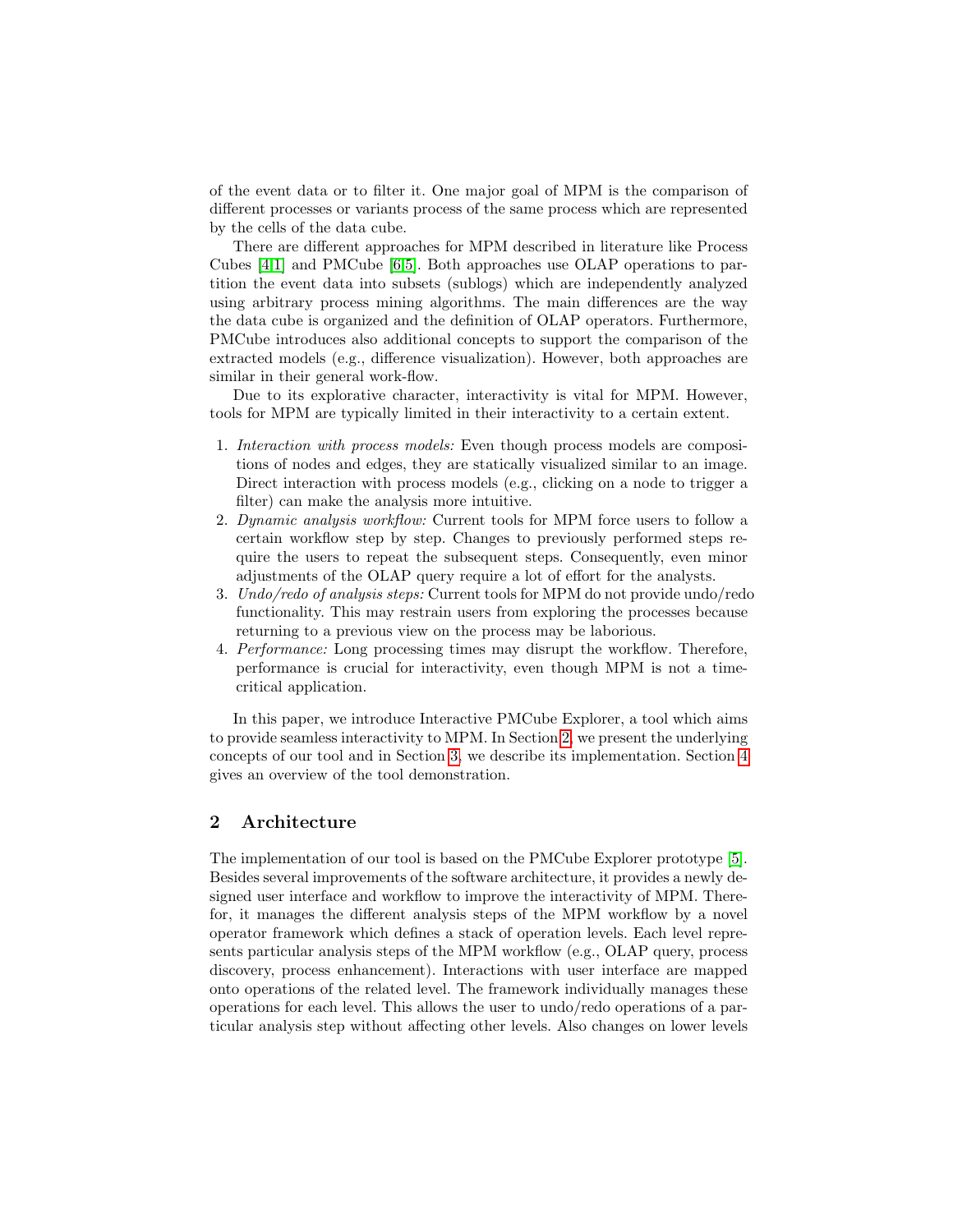of the event data or to filter it. One major goal of MPM is the comparison of different processes or variants process of the same process which are represented by the cells of the data cube.

There are different approaches for MPM described in literature like Process Cubes [4,1] and PMCube [6,5]. Both approaches use OLAP operations to partition the event data into subsets (sublogs) which are independently analyzed using arbitrary process mining algorithms. The main differences are the way the data cube is organized and the definition of OLAP operators. Furthermore, PMCube introduces also additional concepts to support the comparison of the extracted models (e.g., difference visualization). However, both approaches are similar in their general work-flow.

Due to its explorative character, interactivity is vital for MPM. However, tools for MPM are typically limited in their interactivity to a certain extent.

1. *Interaction with process models:* Even though process models are compositions of nodes and edges, they are statically visualized similar to an image. Direct interaction with process models (e.g., clicking on a node to trigger a filter) can make the analysis more intuitive.
2. *Dynamic analysis workflow:* Current tools for MPM force users to follow a certain workflow step by step. Changes to previously performed steps require the users to repeat the subsequent steps. Consequently, even minor adjustments of the OLAP query require a lot of effort for the analysts.
3. *Undo/redo of analysis steps:* Current tools for MPM do not provide undo/redo functionality. This may restrain users from exploring the processes because returning to a previous view on the process may be laborious.
4. *Performance:* Long processing times may disrupt the workflow. Therefore, performance is crucial for interactivity, even though MPM is not a time-critical application.

In this paper, we introduce Interactive PMCube Explorer, a tool which aims to provide seamless interactivity to MPM. In Section 2, we present the underlying concepts of our tool and in Section 3, we describe its implementation. Section 4 gives an overview of the tool demonstration.

## 2 Architecture

The implementation of our tool is based on the PMCube Explorer prototype [5]. Besides several improvements of the software architecture, it provides a newly designed user interface and workflow to improve the interactivity of MPM. Therefor, it manages the different analysis steps of the MPM workflow by a novel operator framework which defines a stack of operation levels. Each level represents particular analysis steps of the MPM workflow (e.g., OLAP query, process discovery, process enhancement). Interactions with user interface are mapped onto operations of the related level. The framework individually manages these operations for each level. This allows the user to undo/redo operations of a particular analysis step without affecting other levels. Also changes on lower levels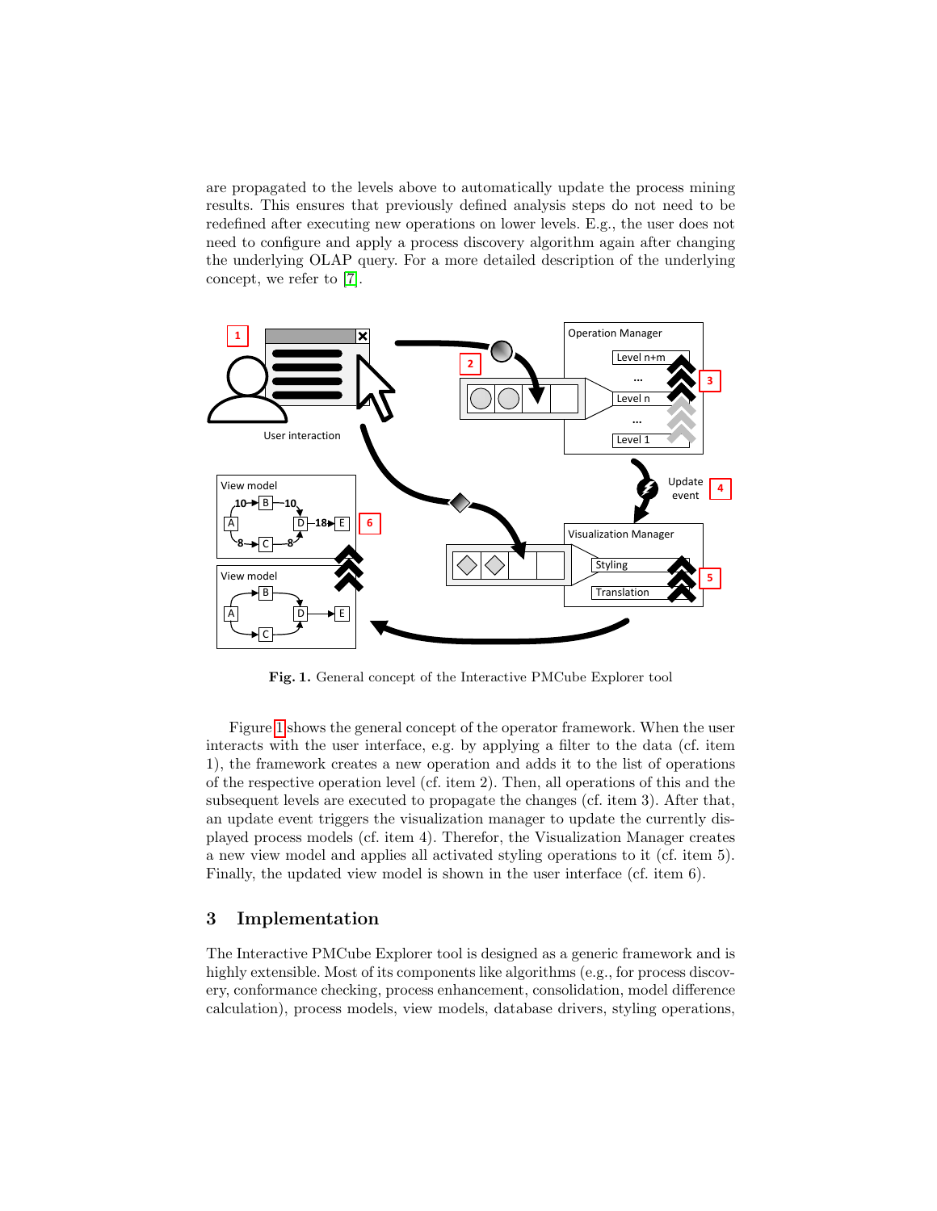are propagated to the levels above to automatically update the process mining results. This ensures that previously defined analysis steps do not need to be redefined after executing new operations on lower levels. E.g., the user does not need to configure and apply a process discovery algorithm again after changing the underlying OLAP query. For a more detailed description of the underlying concept, we refer to [7].

**Fig. 1.** General concept of the Interactive PMCube Explorer tool

Figure 1 shows the general concept of the operator framework. When the user interacts with the user interface, e.g. by applying a filter to the data (cf. item 1), the framework creates a new operation and adds it to the list of operations of the respective operation level (cf. item 2). Then, all operations of this and the subsequent levels are executed to propagate the changes (cf. item 3). After that, an update event triggers the visualization manager to update the currently displayed process models (cf. item 4). Therefor, the Visualization Manager creates a new view model and applies all activated styling operations to it (cf. item 5). Finally, the updated view model is shown in the user interface (cf. item 6).

## 3 Implementation

The Interactive PMCube Explorer tool is designed as a generic framework and is highly extensible. Most of its components like algorithms (e.g., for process discovery, conformance checking, process enhancement, consolidation, model difference calculation), process models, view models, database drivers, styling operations,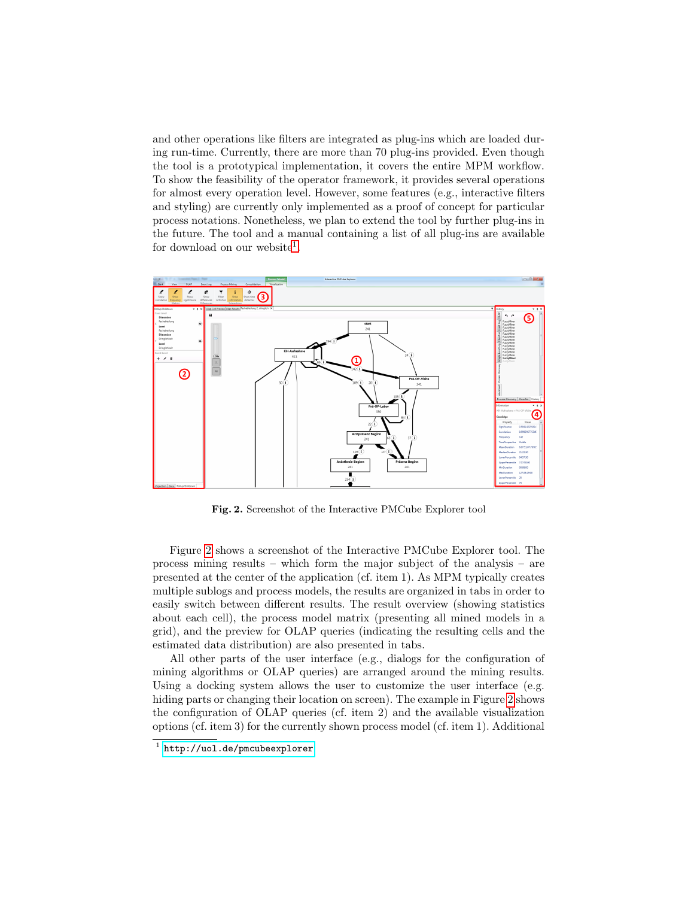and other operations like filters are integrated as plug-ins which are loaded during run-time. Currently, there are more than 70 plug-ins provided. Even though the tool is a prototypical implementation, it covers the entire MPM workflow. To show the feasibility of the operator framework, it provides several operations for almost every operation level. However, some features (e.g., interactive filters and styling) are currently only implemented as a proof of concept for particular process notations. Nonetheless, we plan to extend the tool by further plug-ins in the future. The tool and a manual containing a list of all plug-ins are available for download on our website[1].

**Fig. 2.** Screenshot of the Interactive PMCube Explorer tool

Figure 2 shows a screenshot of the Interactive PMCube Explorer tool. The process mining results – which form the major subject of the analysis – are presented at the center of the application (cf. item 1). As MPM typically creates multiple sublogs and process models, the results are organized in tabs in order to easily switch between different results. The result overview (showing statistics about each cell), the process model matrix (presenting all mined models in a grid), and the preview for OLAP queries (indicating the resulting cells and the estimated data distribution) are also presented in tabs.

All other parts of the user interface (e.g., dialogs for the configuration of mining algorithms or OLAP queries) are arranged around the mining results. Using a docking system allows the user to customize the user interface (e.g. hiding parts or changing their location on screen). The example in Figure 2 shows the configuration of OLAP queries (cf. item 2) and the available visualization options (cf. item 3) for the currently shown process model (cf. item 1). Additional

[1] http://uol.de/pmcubeexplorer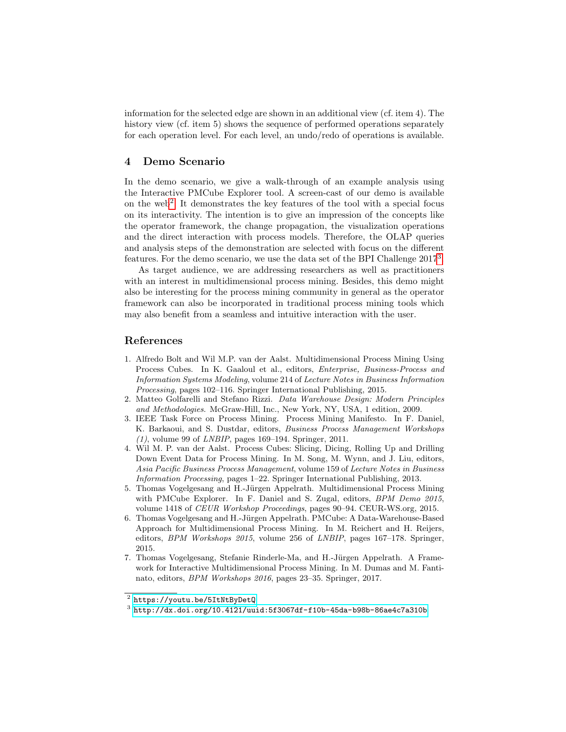information for the selected edge are shown in an additional view (cf. item 4). The history view (cf. item 5) shows the sequence of performed operations separately for each operation level. For each level, an undo/redo of operations is available.

## 4 Demo Scenario

In the demo scenario, we give a walk-through of an example analysis using the Interactive PMCube Explorer tool. A screen-cast of our demo is available on the web[2]. It demonstrates the key features of the tool with a special focus on its interactivity. The intention is to give an impression of the concepts like the operator framework, the change propagation, the visualization operations and the direct interaction with process models. Therefore, the OLAP queries and analysis steps of the demonstration are selected with focus on the different features. For the demo scenario, we use the data set of the BPI Challenge 2017[3].

As target audience, we are addressing researchers as well as practitioners with an interest in multidimensional process mining. Besides, this demo might also be interesting for the process mining community in general as the operator framework can also be incorporated in traditional process mining tools which may also benefit from a seamless and intuitive interaction with the user.

## References

1. Alfredo Bolt and Wil M.P. van der Aalst. Multidimensional Process Mining Using Process Cubes. In K. Gaaloul et al., editors, *Enterprise, Business-Process and Information Systems Modeling*, volume 214 of *Lecture Notes in Business Information Processing*, pages 102–116. Springer International Publishing, 2015.
2. Matteo Golfarelli and Stefano Rizzi. *Data Warehouse Design: Modern Principles and Methodologies*. McGraw-Hill, Inc., New York, NY, USA, 1 edition, 2009.
3. IEEE Task Force on Process Mining. Process Mining Manifesto. In F. Daniel, K. Barkaoui, and S. Dustdar, editors, *Business Process Management Workshops (1)*, volume 99 of *LNBIP*, pages 169–194. Springer, 2011.
4. Wil M. P. van der Aalst. Process Cubes: Slicing, Dicing, Rolling Up and Drilling Down Event Data for Process Mining. In M. Song, M. Wynn, and J. Liu, editors, *Asia Pacific Business Process Management*, volume 159 of *Lecture Notes in Business Information Processing*, pages 1–22. Springer International Publishing, 2013.
5. Thomas Vogelgesang and H.-Jürgen Appelrath. Multidimensional Process Mining with PMCube Explorer. In F. Daniel and S. Zugal, editors, *BPM Demo 2015*, volume 1418 of *CEUR Workshop Proceedings*, pages 90–94. CEUR-WS.org, 2015.
6. Thomas Vogelgesang and H.-Jürgen Appelrath. PMCube: A Data-Warehouse-Based Approach for Multidimensional Process Mining. In M. Reichert and H. Reijers, editors, *BPM Workshops 2015*, volume 256 of *LNBIP*, pages 167–178. Springer, 2015.
7. Thomas Vogelgesang, Stefanie Rinderle-Ma, and H.-Jürgen Appelrath. A Framework for Interactive Multidimensional Process Mining. In M. Dumas and M. Fantinato, editors, *BPM Workshops 2016*, pages 23–35. Springer, 2017.

[2] https://youtu.be/5ItNtByDetQ

[3] http://dx.doi.org/10.4121/uuid:5f3067df-f10b-45da-b98b-86ae4c7a310b